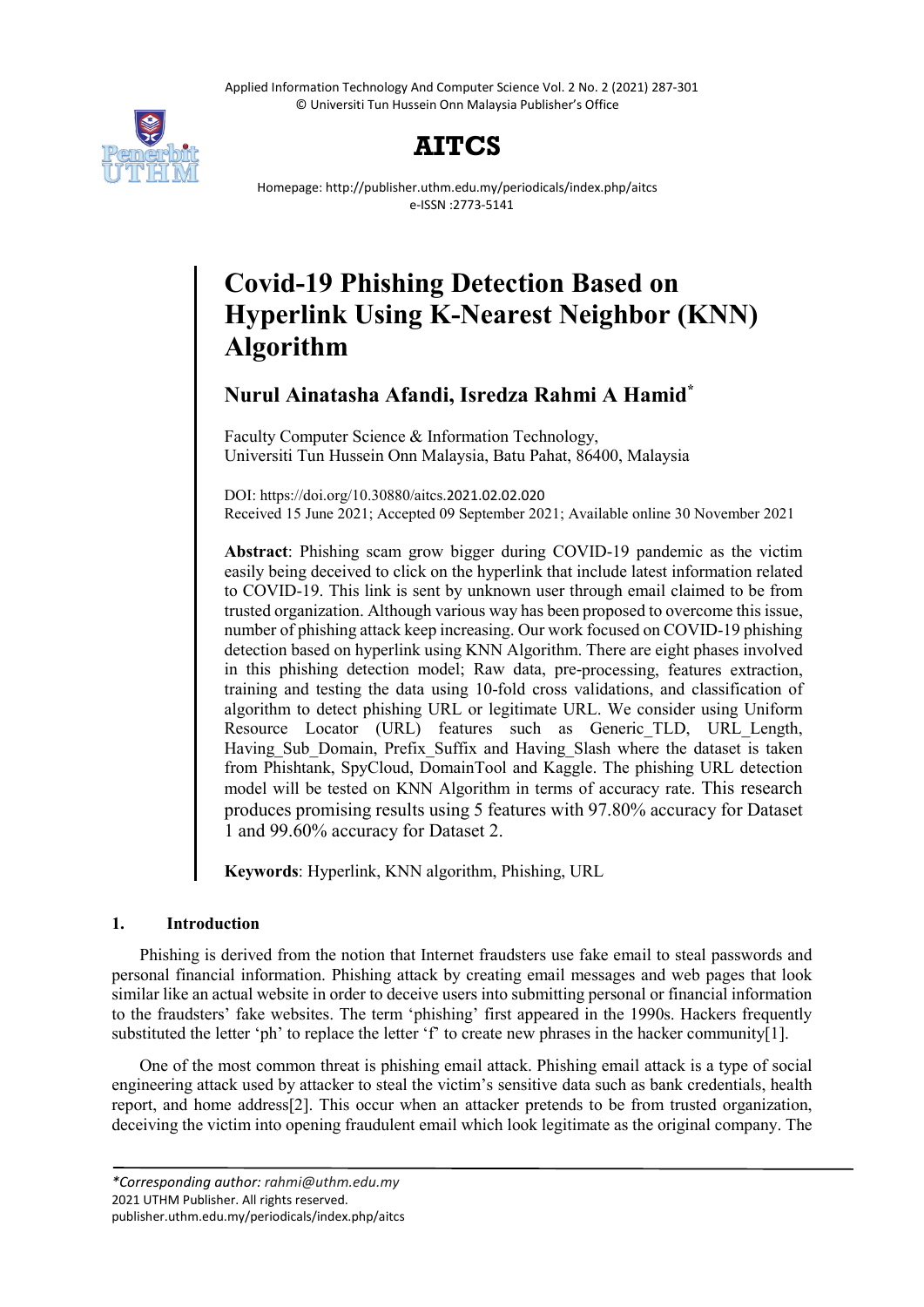# Covid-19 Phishing Detection Based on Hyperlink Using K-Nearest Neighbor (KNN) Algorithm

**Nurul Ainatasha Afandi, Isredza Rahmi A Hamid***

Faculty Computer Science & Information Technology,
Universiti Tun Hussein Onn Malaysia, Batu Pahat, 86400, Malaysia

DOI: https://doi.org/10.30880/aitcs.2021.02.02.020
Received 15 June 2021; Accepted 09 September 2021; Available online 30 November 2021

**Abstract**: Phishing scam grow bigger during COVID-19 pandemic as the victim easily being deceived to click on the hyperlink that include latest information related to COVID-19. This link is sent by unknown user through email claimed to be from trusted organization. Although various way has been proposed to overcome this issue, number of phishing attack keep increasing. Our work focused on COVID-19 phishing detection based on hyperlink using KNN Algorithm. There are eight phases involved in this phishing detection model; Raw data, pre-processing, features extraction, training and testing the data using 10-fold cross validations, and classification of algorithm to detect phishing URL or legitimate URL. We consider using Uniform Resource Locator (URL) features such as Generic_TLD, URL_Length, Having_Sub_Domain, Prefix_Suffix and Having_Slash where the dataset is taken from Phishtank, SpyCloud, DomainTool and Kaggle. The phishing URL detection model will be tested on KNN Algorithm in terms of accuracy rate. This research produces promising results using 5 features with 97.80% accuracy for Dataset 1 and 99.60% accuracy for Dataset 2.

**Keywords**: Hyperlink, KNN algorithm, Phishing, URL

## 1. Introduction

Phishing is derived from the notion that Internet fraudsters use fake email to steal passwords and personal financial information. Phishing attack by creating email messages and web pages that look similar like an actual website in order to deceive users into submitting personal or financial information to the fraudsters' fake websites. The term 'phishing' first appeared in the 1990s. Hackers frequently substituted the letter 'ph' to replace the letter 'f' to create new phrases in the hacker community[1].

One of the most common threat is phishing email attack. Phishing email attack is a type of social engineering attack used by attacker to steal the victim's sensitive data such as bank credentials, health report, and home address[2]. This occur when an attacker pretends to be from trusted organization, deceiving the victim into opening fraudulent email which look legitimate as the original company. The

*Corresponding author: rahmi@uthm.edu.my
2021 UTHM Publisher. All rights reserved.
publisher.uthm.edu.my/periodicals/index.php/aitcs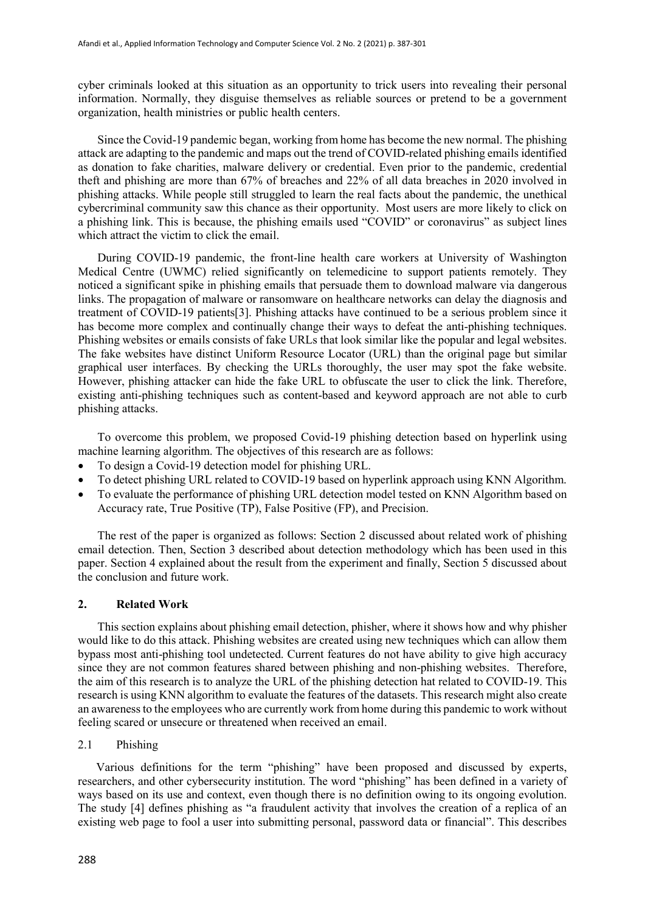cyber criminals looked at this situation as an opportunity to trick users into revealing their personal information. Normally, they disguise themselves as reliable sources or pretend to be a government organization, health ministries or public health centers.

Since the Covid-19 pandemic began, working from home has become the new normal. The phishing attack are adapting to the pandemic and maps out the trend of COVID-related phishing emails identified as donation to fake charities, malware delivery or credential. Even prior to the pandemic, credential theft and phishing are more than 67% of breaches and 22% of all data breaches in 2020 involved in phishing attacks. While people still struggled to learn the real facts about the pandemic, the unethical cybercriminal community saw this chance as their opportunity. Most users are more likely to click on a phishing link. This is because, the phishing emails used "COVID" or coronavirus" as subject lines which attract the victim to click the email.

During COVID-19 pandemic, the front-line health care workers at University of Washington Medical Centre (UWMC) relied significantly on telemedicine to support patients remotely. They noticed a significant spike in phishing emails that persuade them to download malware via dangerous links. The propagation of malware or ransomware on healthcare networks can delay the diagnosis and treatment of COVID-19 patients[3]. Phishing attacks have continued to be a serious problem since it has become more complex and continually change their ways to defeat the anti-phishing techniques. Phishing websites or emails consists of fake URLs that look similar like the popular and legal websites. The fake websites have distinct Uniform Resource Locator (URL) than the original page but similar graphical user interfaces. By checking the URLs thoroughly, the user may spot the fake website. However, phishing attacker can hide the fake URL to obfuscate the user to click the link. Therefore, existing anti-phishing techniques such as content-based and keyword approach are not able to curb phishing attacks.

To overcome this problem, we proposed Covid-19 phishing detection based on hyperlink using machine learning algorithm. The objectives of this research are as follows:

- To design a Covid-19 detection model for phishing URL.
- To detect phishing URL related to COVID-19 based on hyperlink approach using KNN Algorithm.
- To evaluate the performance of phishing URL detection model tested on KNN Algorithm based on Accuracy rate, True Positive (TP), False Positive (FP), and Precision.

The rest of the paper is organized as follows: Section 2 discussed about related work of phishing email detection. Then, Section 3 described about detection methodology which has been used in this paper. Section 4 explained about the result from the experiment and finally, Section 5 discussed about the conclusion and future work.

## 2. Related Work

This section explains about phishing email detection, phisher, where it shows how and why phisher would like to do this attack. Phishing websites are created using new techniques which can allow them bypass most anti-phishing tool undetected. Current features do not have ability to give high accuracy since they are not common features shared between phishing and non-phishing websites. Therefore, the aim of this research is to analyze the URL of the phishing detection hat related to COVID-19. This research is using KNN algorithm to evaluate the features of the datasets. This research might also create an awareness to the employees who are currently work from home during this pandemic to work without feeling scared or unsecure or threatened when received an email.

### 2.1 Phishing

Various definitions for the term "phishing" have been proposed and discussed by experts, researchers, and other cybersecurity institution. The word "phishing" has been defined in a variety of ways based on its use and context, even though there is no definition owing to its ongoing evolution. The study [4] defines phishing as "a fraudulent activity that involves the creation of a replica of an existing web page to fool a user into submitting personal, password data or financial". This describes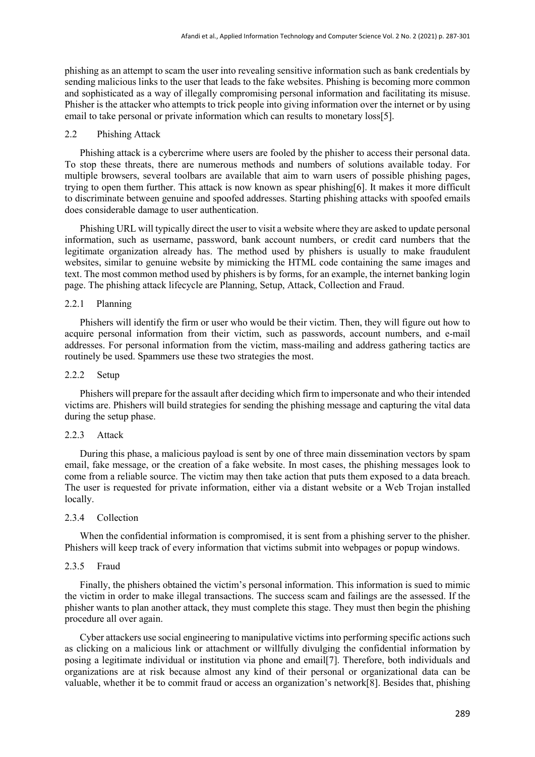phishing as an attempt to scam the user into revealing sensitive information such as bank credentials by sending malicious links to the user that leads to the fake websites. Phishing is becoming more common and sophisticated as a way of illegally compromising personal information and facilitating its misuse. Phisher is the attacker who attempts to trick people into giving information over the internet or by using email to take personal or private information which can results to monetary loss[5].

## 2.2 Phishing Attack

Phishing attack is a cybercrime where users are fooled by the phisher to access their personal data. To stop these threats, there are numerous methods and numbers of solutions available today. For multiple browsers, several toolbars are available that aim to warn users of possible phishing pages, trying to open them further. This attack is now known as spear phishing[6]. It makes it more difficult to discriminate between genuine and spoofed addresses. Starting phishing attacks with spoofed emails does considerable damage to user authentication.

Phishing URL will typically direct the user to visit a website where they are asked to update personal information, such as username, password, bank account numbers, or credit card numbers that the legitimate organization already has. The method used by phishers is usually to make fraudulent websites, similar to genuine website by mimicking the HTML code containing the same images and text. The most common method used by phishers is by forms, for an example, the internet banking login page. The phishing attack lifecycle are Planning, Setup, Attack, Collection and Fraud.

### 2.2.1 Planning

Phishers will identify the firm or user who would be their victim. Then, they will figure out how to acquire personal information from their victim, such as passwords, account numbers, and e-mail addresses. For personal information from the victim, mass-mailing and address gathering tactics are routinely be used. Spammers use these two strategies the most.

### 2.2.2 Setup

Phishers will prepare for the assault after deciding which firm to impersonate and who their intended victims are. Phishers will build strategies for sending the phishing message and capturing the vital data during the setup phase.

### 2.2.3 Attack

During this phase, a malicious payload is sent by one of three main dissemination vectors by spam email, fake message, or the creation of a fake website. In most cases, the phishing messages look to come from a reliable source. The victim may then take action that puts them exposed to a data breach. The user is requested for private information, either via a distant website or a Web Trojan installed locally.

### 2.3.4 Collection

When the confidential information is compromised, it is sent from a phishing server to the phisher. Phishers will keep track of every information that victims submit into webpages or popup windows.

### 2.3.5 Fraud

Finally, the phishers obtained the victim's personal information. This information is sued to mimic the victim in order to make illegal transactions. The success scam and failings are the assessed. If the phisher wants to plan another attack, they must complete this stage. They must then begin the phishing procedure all over again.

Cyber attackers use social engineering to manipulative victims into performing specific actions such as clicking on a malicious link or attachment or willfully divulging the confidential information by posing a legitimate individual or institution via phone and email[7]. Therefore, both individuals and organizations are at risk because almost any kind of their personal or organizational data can be valuable, whether it be to commit fraud or access an organization's network[8]. Besides that, phishing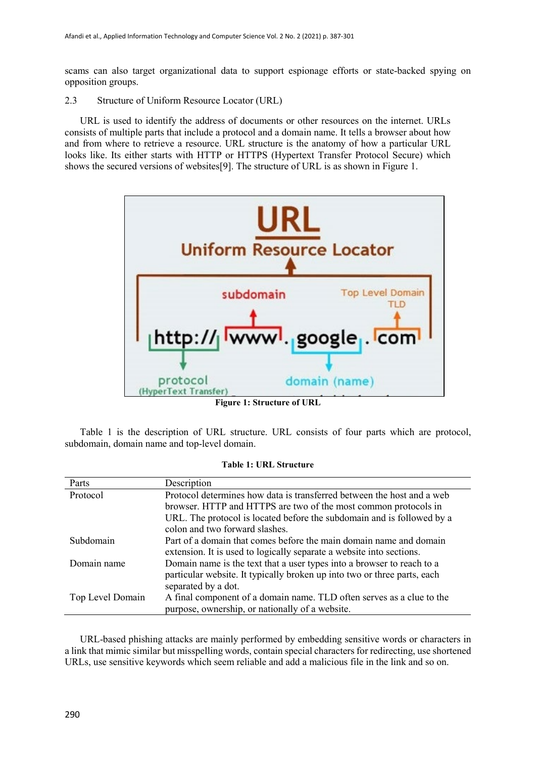scams can also target organizational data to support espionage efforts or state-backed spying on opposition groups.

### 2.3 Structure of Uniform Resource Locator (URL)

URL is used to identify the address of documents or other resources on the internet. URLs consists of multiple parts that include a protocol and a domain name. It tells a browser about how and from where to retrieve a resource. URL structure is the anatomy of how a particular URL looks like. Its either starts with HTTP or HTTPS (Hypertext Transfer Protocol Secure) which shows the secured versions of websites[9]. The structure of URL is as shown in Figure 1.

**Figure 1: Structure of URL**

Table 1 is the description of URL structure. URL consists of four parts which are protocol, subdomain, domain name and top-level domain.

**Table 1: URL Structure**

| Parts | Description |
| --- | --- |
| Protocol | Protocol determines how data is transferred between the host and a web browser. HTTP and HTTPS are two of the most common protocols in URL. The protocol is located before the subdomain and is followed by a colon and two forward slashes. |
| Subdomain | Part of a domain that comes before the main domain name and domain extension. It is used to logically separate a website into sections. |
| Domain name | Domain name is the text that a user types into a browser to reach to a particular website. It typically broken up into two or three parts, each separated by a dot. |
| Top Level Domain | A final component of a domain name. TLD often serves as a clue to the purpose, ownership, or nationally of a website. |

URL-based phishing attacks are mainly performed by embedding sensitive words or characters in a link that mimic similar but misspelling words, contain special characters for redirecting, use shortened URLs, use sensitive keywords which seem reliable and add a malicious file in the link and so on.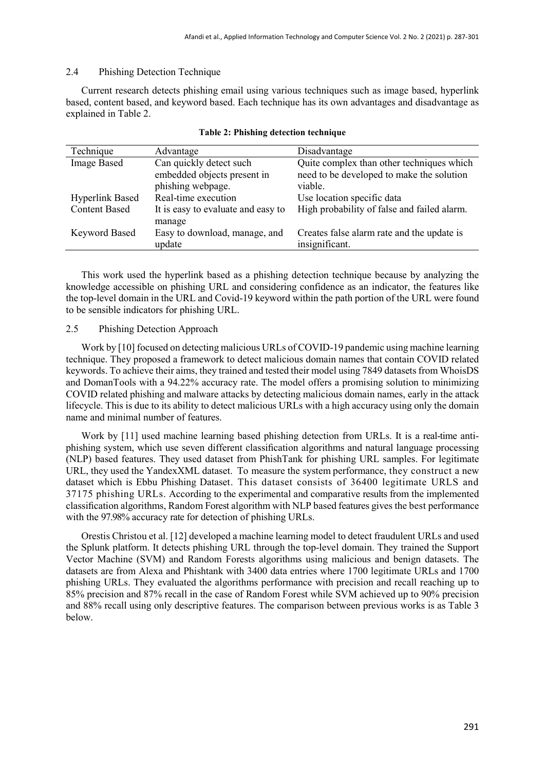### 2.4 Phishing Detection Technique

Current research detects phishing email using various techniques such as image based, hyperlink based, content based, and keyword based. Each technique has its own advantages and disadvantage as explained in Table 2.

**Table 2: Phishing detection technique**

| Technique | Advantage | Disadvantage |
| --- | --- | --- |
| Image Based | Can quickly detect such embedded objects present in phishing webpage. | Quite complex than other techniques which need to be developed to make the solution viable. |
| Hyperlink Based | Real-time execution | Use location specific data |
| Content Based | It is easy to evaluate and easy to manage | High probability of false and failed alarm. |
| Keyword Based | Easy to download, manage, and update | Creates false alarm rate and the update is insignificant. |

This work used the hyperlink based as a phishing detection technique because by analyzing the knowledge accessible on phishing URL and considering confidence as an indicator, the features like the top-level domain in the URL and Covid-19 keyword within the path portion of the URL were found to be sensible indicators for phishing URL.

### 2.5 Phishing Detection Approach

Work by [10] focused on detecting malicious URLs of COVID-19 pandemic using machine learning technique. They proposed a framework to detect malicious domain names that contain COVID related keywords. To achieve their aims, they trained and tested their model using 7849 datasets from WhoisDS and DomanTools with a 94.22% accuracy rate. The model offers a promising solution to minimizing COVID related phishing and malware attacks by detecting malicious domain names, early in the attack lifecycle. This is due to its ability to detect malicious URLs with a high accuracy using only the domain name and minimal number of features.

Work by [11] used machine learning based phishing detection from URLs. It is a real-time anti-phishing system, which use seven different classification algorithms and natural language processing (NLP) based features. They used dataset from PhishTank for phishing URL samples. For legitimate URL, they used the YandexXML dataset. To measure the system performance, they construct a new dataset which is Ebbu Phishing Dataset. This dataset consists of 36400 legitimate URLS and 37175 phishing URLs. According to the experimental and comparative results from the implemented classification algorithms, Random Forest algorithm with NLP based features gives the best performance with the 97.98% accuracy rate for detection of phishing URLs.

Orestis Christou et al. [12] developed a machine learning model to detect fraudulent URLs and used the Splunk platform. It detects phishing URL through the top-level domain. They trained the Support Vector Machine (SVM) and Random Forests algorithms using malicious and benign datasets. The datasets are from Alexa and Phishtank with 3400 data entries where 1700 legitimate URLs and 1700 phishing URLs. They evaluated the algorithms performance with precision and recall reaching up to 85% precision and 87% recall in the case of Random Forest while SVM achieved up to 90% precision and 88% recall using only descriptive features. The comparison between previous works is as Table 3 below.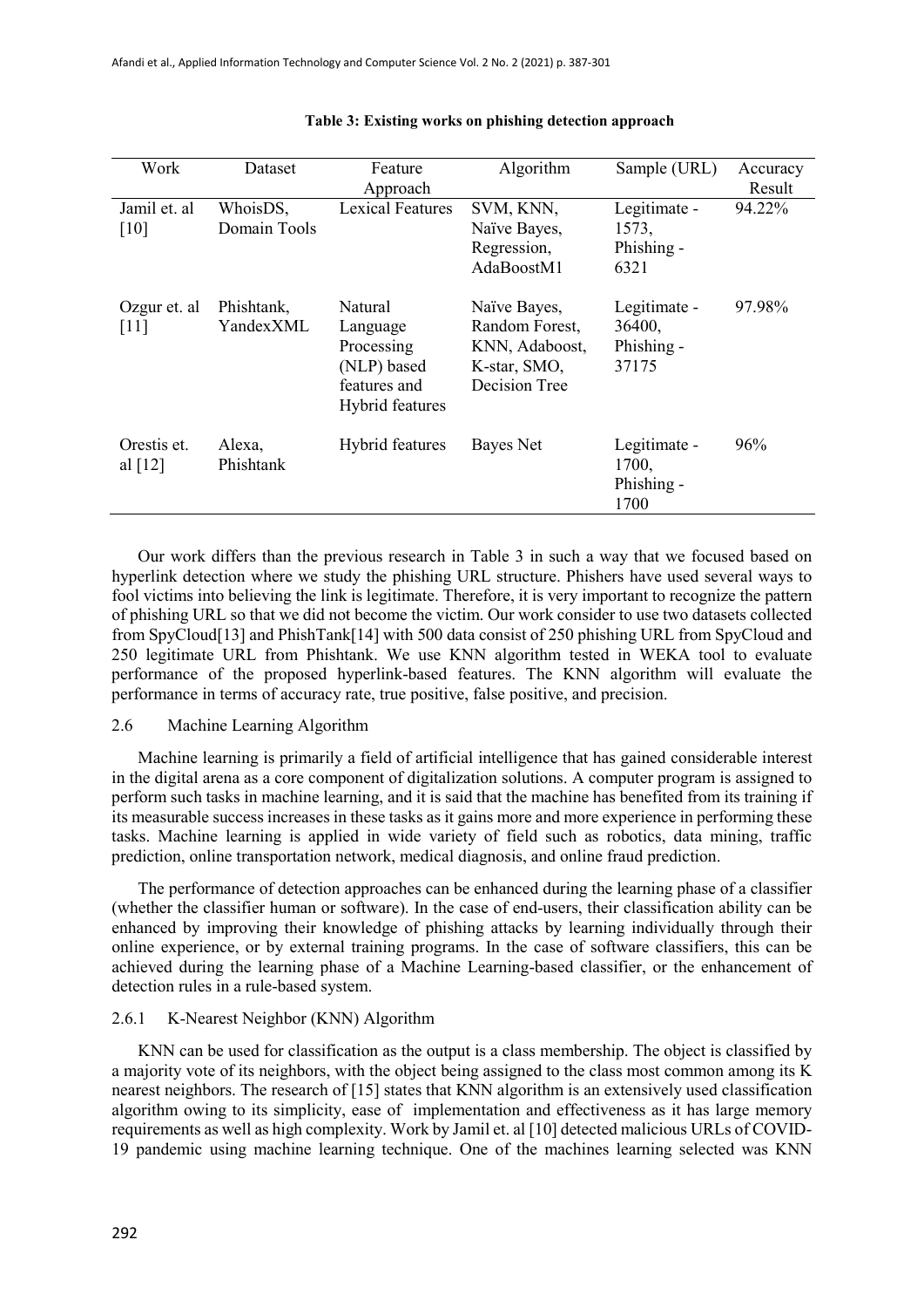**Table 3: Existing works on phishing detection approach**

| Work | Dataset | Feature Approach | Algorithm | Sample (URL) | Accuracy Result |
|---|---|---|---|---|---|
| Jamil et. al [10] | WhoisDS, Domain Tools | Lexical Features | SVM, KNN, Naïve Bayes, Regression, AdaBoostM1 | Legitimate - 1573, Phishing - 6321 | 94.22% |
| Ozgur et. al [11] | Phishtank, YandexXML | Natural Language Processing (NLP) based features and Hybrid features | Naïve Bayes, Random Forest, KNN, Adaboost, K-star, SMO, Decision Tree | Legitimate - 36400, Phishing - 37175 | 97.98% |
| Orestis et. al [12] | Alexa, Phishtank | Hybrid features | Bayes Net | Legitimate - 1700, Phishing - 1700 | 96% |

Our work differs than the previous research in Table 3 in such a way that we focused based on hyperlink detection where we study the phishing URL structure. Phishers have used several ways to fool victims into believing the link is legitimate. Therefore, it is very important to recognize the pattern of phishing URL so that we did not become the victim. Our work consider to use two datasets collected from SpyCloud[13] and PhishTank[14] with 500 data consist of 250 phishing URL from SpyCloud and 250 legitimate URL from Phishtank. We use KNN algorithm tested in WEKA tool to evaluate performance of the proposed hyperlink-based features. The KNN algorithm will evaluate the performance in terms of accuracy rate, true positive, false positive, and precision.

### 2.6 Machine Learning Algorithm

Machine learning is primarily a field of artificial intelligence that has gained considerable interest in the digital arena as a core component of digitalization solutions. A computer program is assigned to perform such tasks in machine learning, and it is said that the machine has benefited from its training if its measurable success increases in these tasks as it gains more and more experience in performing these tasks. Machine learning is applied in wide variety of field such as robotics, data mining, traffic prediction, online transportation network, medical diagnosis, and online fraud prediction.

The performance of detection approaches can be enhanced during the learning phase of a classifier (whether the classifier human or software). In the case of end-users, their classification ability can be enhanced by improving their knowledge of phishing attacks by learning individually through their online experience, or by external training programs. In the case of software classifiers, this can be achieved during the learning phase of a Machine Learning-based classifier, or the enhancement of detection rules in a rule-based system.

#### 2.6.1 K-Nearest Neighbor (KNN) Algorithm

KNN can be used for classification as the output is a class membership. The object is classified by a majority vote of its neighbors, with the object being assigned to the class most common among its K nearest neighbors. The research of [15] states that KNN algorithm is an extensively used classification algorithm owing to its simplicity, ease of implementation and effectiveness as it has large memory requirements as well as high complexity. Work by Jamil et. al [10] detected malicious URLs of COVID-19 pandemic using machine learning technique. One of the machines learning selected was KNN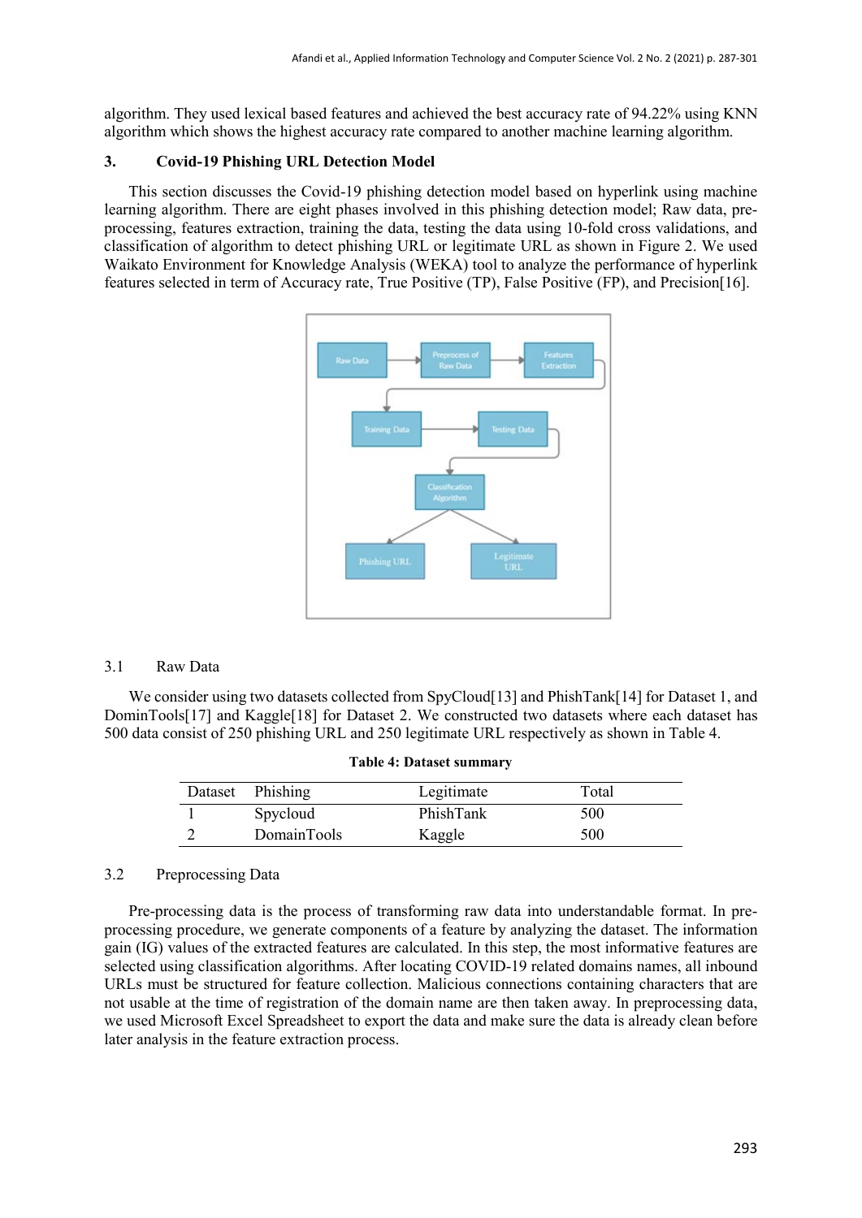algorithm. They used lexical based features and achieved the best accuracy rate of 94.22% using KNN algorithm which shows the highest accuracy rate compared to another machine learning algorithm.

## 3. Covid-19 Phishing URL Detection Model

This section discusses the Covid-19 phishing detection model based on hyperlink using machine learning algorithm. There are eight phases involved in this phishing detection model; Raw data, pre-processing, features extraction, training the data, testing the data using 10-fold cross validations, and classification of algorithm to detect phishing URL or legitimate URL as shown in Figure 2. We used Waikato Environment for Knowledge Analysis (WEKA) tool to analyze the performance of hyperlink features selected in term of Accuracy rate, True Positive (TP), False Positive (FP), and Precision[16].

### 3.1 Raw Data

We consider using two datasets collected from SpyCloud[13] and PhishTank[14] for Dataset 1, and DominTools[17] and Kaggle[18] for Dataset 2. We constructed two datasets where each dataset has 500 data consist of 250 phishing URL and 250 legitimate URL respectively as shown in Table 4.

**Table 4: Dataset summary**

| Dataset | Phishing | Legitimate | Total |
|---|---|---|---|
| 1 | Spycloud | PhishTank | 500 |
| 2 | DomainTools | Kaggle | 500 |

### 3.2 Preprocessing Data

Pre-processing data is the process of transforming raw data into understandable format. In pre-processing procedure, we generate components of a feature by analyzing the dataset. The information gain (IG) values of the extracted features are calculated. In this step, the most informative features are selected using classification algorithms. After locating COVID-19 related domains names, all inbound URLs must be structured for feature collection. Malicious connections containing characters that are not usable at the time of registration of the domain name are then taken away. In preprocessing data, we used Microsoft Excel Spreadsheet to export the data and make sure the data is already clean before later analysis in the feature extraction process.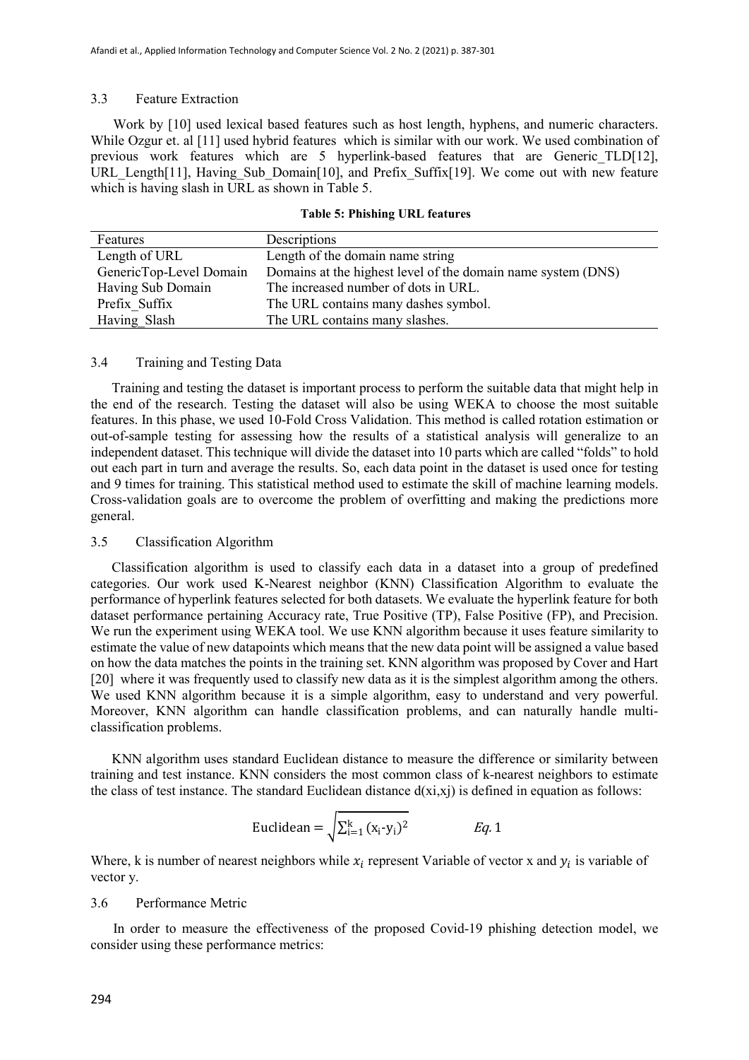### 3.3 Feature Extraction

Work by [10] used lexical based features such as host length, hyphens, and numeric characters. While Ozgur et. al [11] used hybrid features which is similar with our work. We used combination of previous work features which are 5 hyperlink-based features that are Generic_TLD[12], URL_Length[11], Having_Sub_Domain[10], and Prefix_Suffix[19]. We come out with new feature which is having slash in URL as shown in Table 5.

**Table 5: Phishing URL features**

| Features | Descriptions |
|---|---|
| Length of URL | Length of the domain name string |
| GenericTop-Level Domain | Domains at the highest level of the domain name system (DNS) |
| Having Sub Domain | The increased number of dots in URL. |
| Prefix_Suffix | The URL contains many dashes symbol. |
| Having_Slash | The URL contains many slashes. |

### 3.4 Training and Testing Data

Training and testing the dataset is important process to perform the suitable data that might help in the end of the research. Testing the dataset will also be using WEKA to choose the most suitable features. In this phase, we used 10-Fold Cross Validation. This method is called rotation estimation or out-of-sample testing for assessing how the results of a statistical analysis will generalize to an independent dataset. This technique will divide the dataset into 10 parts which are called "folds" to hold out each part in turn and average the results. So, each data point in the dataset is used once for testing and 9 times for training. This statistical method used to estimate the skill of machine learning models. Cross-validation goals are to overcome the problem of overfitting and making the predictions more general.

### 3.5 Classification Algorithm

Classification algorithm is used to classify each data in a dataset into a group of predefined categories. Our work used K-Nearest neighbor (KNN) Classification Algorithm to evaluate the performance of hyperlink features selected for both datasets. We evaluate the hyperlink feature for both dataset performance pertaining Accuracy rate, True Positive (TP), False Positive (FP), and Precision. We run the experiment using WEKA tool. We use KNN algorithm because it uses feature similarity to estimate the value of new datapoints which means that the new data point will be assigned a value based on how the data matches the points in the training set. KNN algorithm was proposed by Cover and Hart [20] where it was frequently used to classify new data as it is the simplest algorithm among the others. We used KNN algorithm because it is a simple algorithm, easy to understand and very powerful. Moreover, KNN algorithm can handle classification problems, and can naturally handle multi-classification problems.

KNN algorithm uses standard Euclidean distance to measure the difference or similarity between training and test instance. KNN considers the most common class of k-nearest neighbors to estimate the class of test instance. The standard Euclidean distance d(xi,xj) is defined in equation as follows:

$$\text{Euclidean} = \sqrt{\sum_{i=1}^{k} (x_i - y_i)^2} \qquad \textit{Eq. } 1$$

Where, k is number of nearest neighbors while $x_i$ represent Variable of vector x and $y_i$ is variable of vector y.

### 3.6 Performance Metric

In order to measure the effectiveness of the proposed Covid-19 phishing detection model, we consider using these performance metrics: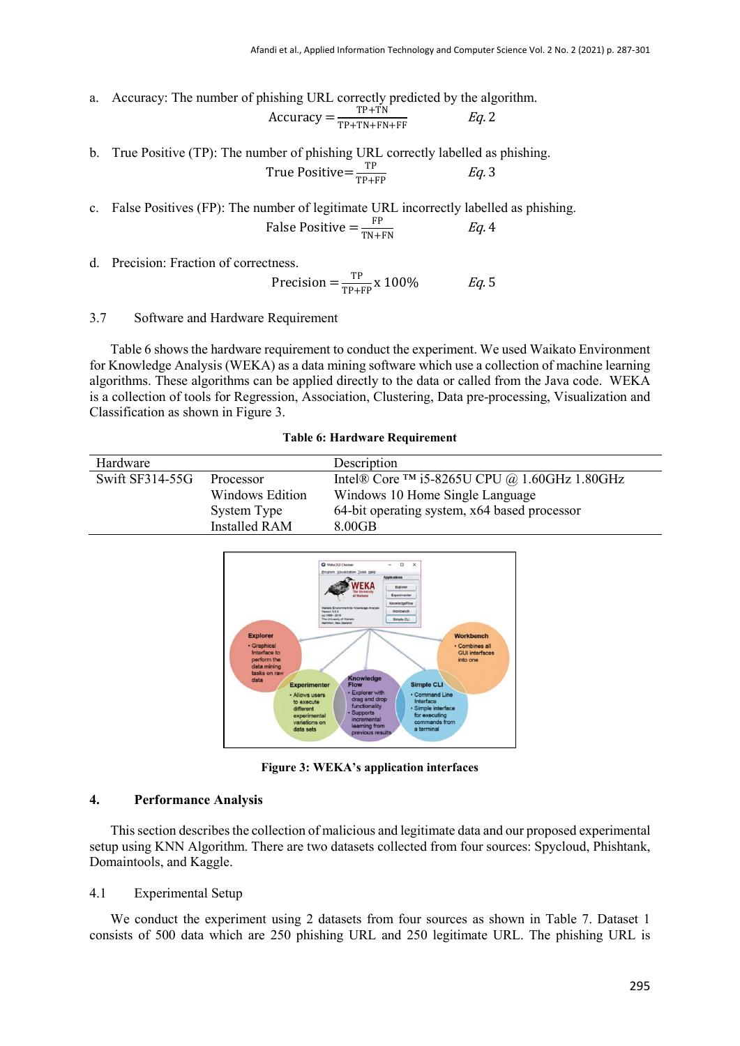a. Accuracy: The number of phishing URL correctly predicted by the algorithm.

$$\text{Accuracy} = \frac{\text{TP+TN}}{\text{TP+TN+FN+FF}} \qquad \textit{Eq. } 2$$

b. True Positive (TP): The number of phishing URL correctly labelled as phishing.

$$\text{True Positive} = \frac{\text{TP}}{\text{TP+FP}} \qquad \textit{Eq. } 3$$

c. False Positives (FP): The number of legitimate URL incorrectly labelled as phishing.

$$\text{False Positive} = \frac{\text{FP}}{\text{TN+FN}} \qquad \textit{Eq. } 4$$

d. Precision: Fraction of correctness.

$$\text{Precision} = \frac{\text{TP}}{\text{TP+FP}} \text{ x } 100\% \qquad \textit{Eq. } 5$$

### 3.7 Software and Hardware Requirement

Table 6 shows the hardware requirement to conduct the experiment. We used Waikato Environment for Knowledge Analysis (WEKA) as a data mining software which use a collection of machine learning algorithms. These algorithms can be applied directly to the data or called from the Java code. WEKA is a collection of tools for Regression, Association, Clustering, Data pre-processing, Visualization and Classification as shown in Figure 3.

**Table 6: Hardware Requirement**

| Hardware | | Description |
|---|---|---|
| Swift SF314-55G | Processor | Intel® Core ™ i5-8265U CPU @ 1.60GHz 1.80GHz |
| | Windows Edition | Windows 10 Home Single Language |
| | System Type | 64-bit operating system, x64 based processor |
| | Installed RAM | 8.00GB |

**Figure 3: WEKA's application interfaces**

## 4. Performance Analysis

This section describes the collection of malicious and legitimate data and our proposed experimental setup using KNN Algorithm. There are two datasets collected from four sources: Spycloud, Phishtank, Domaintools, and Kaggle.

### 4.1 Experimental Setup

We conduct the experiment using 2 datasets from four sources as shown in Table 7. Dataset 1 consists of 500 data which are 250 phishing URL and 250 legitimate URL. The phishing URL is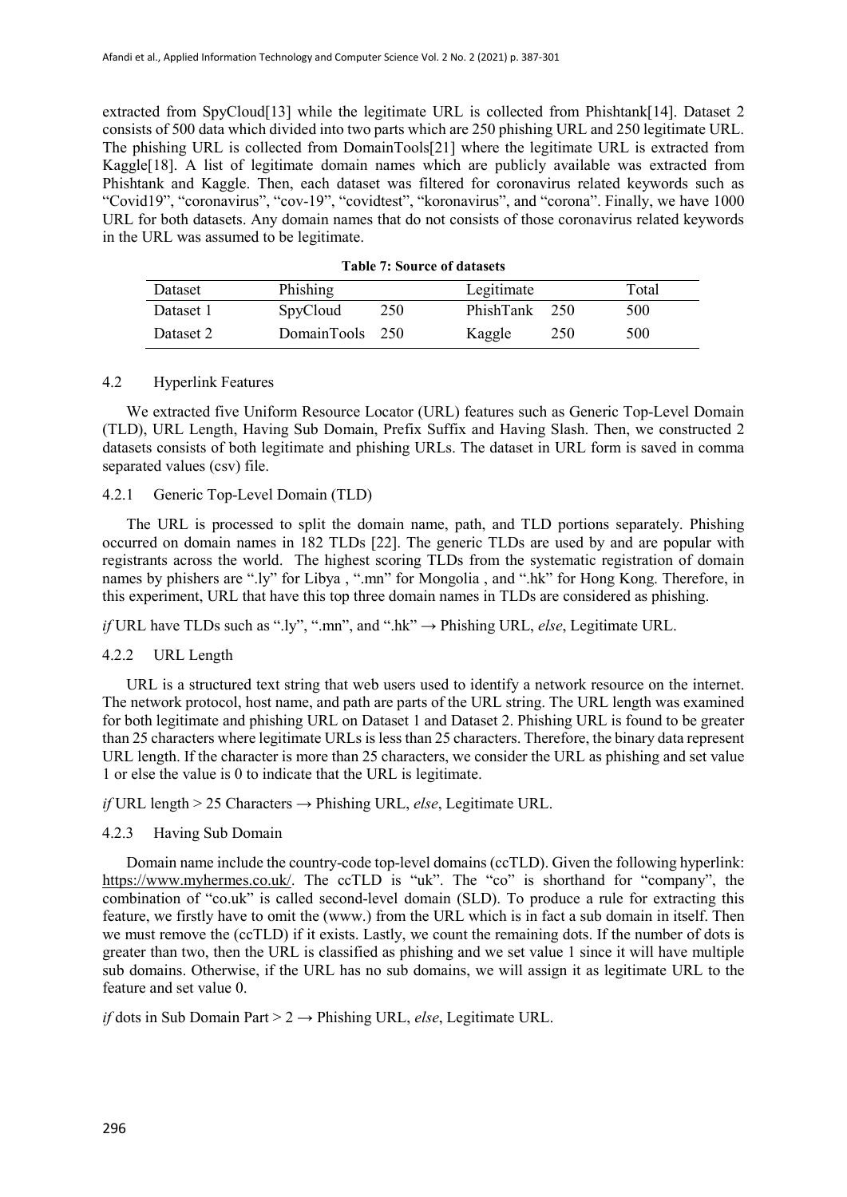extracted from SpyCloud[13] while the legitimate URL is collected from Phishtank[14]. Dataset 2 consists of 500 data which divided into two parts which are 250 phishing URL and 250 legitimate URL. The phishing URL is collected from DomainTools[21] where the legitimate URL is extracted from Kaggle[18]. A list of legitimate domain names which are publicly available was extracted from Phishtank and Kaggle. Then, each dataset was filtered for coronavirus related keywords such as "Covid19", "coronavirus", "cov-19", "covidtest", "koronavirus", and "corona". Finally, we have 1000 URL for both datasets. Any domain names that do not consists of those coronavirus related keywords in the URL was assumed to be legitimate.

**Table 7: Source of datasets**

| Dataset | Phishing | | Legitimate | | Total |
|---|---|---|---|---|---|
| Dataset 1 | SpyCloud | 250 | PhishTank | 250 | 500 |
| Dataset 2 | DomainTools | 250 | Kaggle | 250 | 500 |

### 4.2 Hyperlink Features

We extracted five Uniform Resource Locator (URL) features such as Generic Top-Level Domain (TLD), URL Length, Having Sub Domain, Prefix Suffix and Having Slash. Then, we constructed 2 datasets consists of both legitimate and phishing URLs. The dataset in URL form is saved in comma separated values (csv) file.

#### 4.2.1 Generic Top-Level Domain (TLD)

The URL is processed to split the domain name, path, and TLD portions separately. Phishing occurred on domain names in 182 TLDs [22]. The generic TLDs are used by and are popular with registrants across the world. The highest scoring TLDs from the systematic registration of domain names by phishers are ".ly" for Libya , ".mn" for Mongolia , and ".hk" for Hong Kong. Therefore, in this experiment, URL that have this top three domain names in TLDs are considered as phishing.

*if* URL have TLDs such as ".ly", ".mn", and ".hk" → Phishing URL, *else*, Legitimate URL.

#### 4.2.2 URL Length

URL is a structured text string that web users used to identify a network resource on the internet. The network protocol, host name, and path are parts of the URL string. The URL length was examined for both legitimate and phishing URL on Dataset 1 and Dataset 2. Phishing URL is found to be greater than 25 characters where legitimate URLs is less than 25 characters. Therefore, the binary data represent URL length. If the character is more than 25 characters, we consider the URL as phishing and set value 1 or else the value is 0 to indicate that the URL is legitimate.

*if* URL length > 25 Characters → Phishing URL, *else*, Legitimate URL.

#### 4.2.3 Having Sub Domain

Domain name include the country-code top-level domains (ccTLD). Given the following hyperlink: https://www.myhermes.co.uk/. The ccTLD is "uk". The "co" is shorthand for "company", the combination of "co.uk" is called second-level domain (SLD). To produce a rule for extracting this feature, we firstly have to omit the (www.) from the URL which is in fact a sub domain in itself. Then we must remove the (ccTLD) if it exists. Lastly, we count the remaining dots. If the number of dots is greater than two, then the URL is classified as phishing and we set value 1 since it will have multiple sub domains. Otherwise, if the URL has no sub domains, we will assign it as legitimate URL to the feature and set value 0.

*if* dots in Sub Domain Part > 2 → Phishing URL, *else*, Legitimate URL.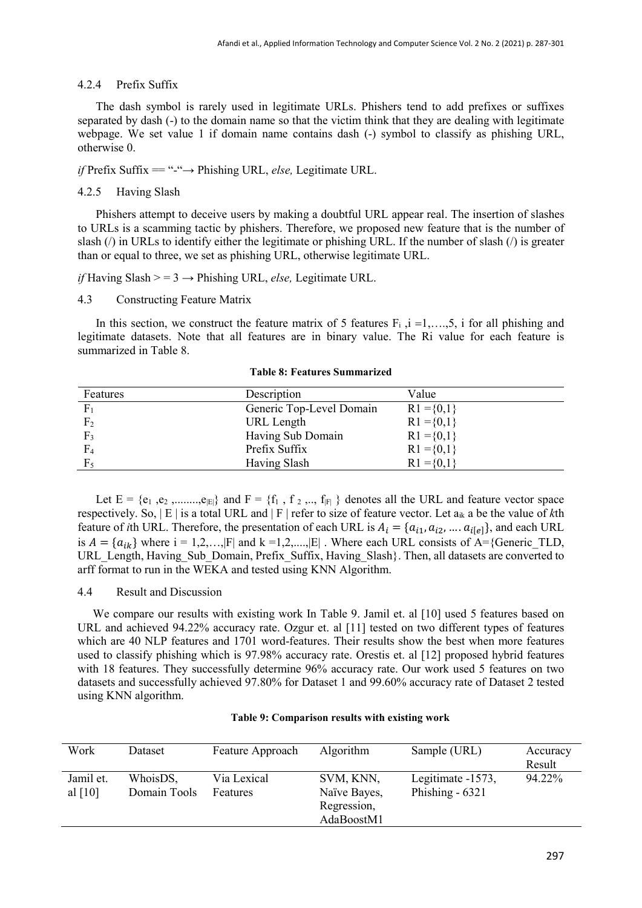#### 4.2.4 Prefix Suffix

The dash symbol is rarely used in legitimate URLs. Phishers tend to add prefixes or suffixes separated by dash (-) to the domain name so that the victim think that they are dealing with legitimate webpage. We set value 1 if domain name contains dash (-) symbol to classify as phishing URL, otherwise 0.

*if* Prefix Suffix == "-"→ Phishing URL, *else,* Legitimate URL.

#### 4.2.5 Having Slash

Phishers attempt to deceive users by making a doubtful URL appear real. The insertion of slashes to URLs is a scamming tactic by phishers. Therefore, we proposed new feature that is the number of slash (/) in URLs to identify either the legitimate or phishing URL. If the number of slash (/) is greater than or equal to three, we set as phishing URL, otherwise legitimate URL.

*if* Having Slash > = 3 → Phishing URL, *else,* Legitimate URL.

### 4.3 Constructing Feature Matrix

In this section, we construct the feature matrix of 5 features $F_i$ ,i =1,….,5, i for all phishing and legitimate datasets. Note that all features are in binary value. The Ri value for each feature is summarized in Table 8.

**Table 8: Features Summarized**

| Features | Description | Value |
|---|---|---|
| $F_1$ | Generic Top-Level Domain | R1 ={0,1} |
| $F_2$ | URL Length | R1 ={0,1} |
| $F_3$ | Having Sub Domain | R1 ={0,1} |
| $F_4$ | Prefix Suffix | R1 ={0,1} |
| $F_5$ | Having Slash | R1 ={0,1} |

Let $E = \{e_1, e_2, \ldots, e_{|E|}\}$ and $F = \{f_1, f_2, \ldots, f_{|F|}\}$ denotes all the URL and feature vector space respectively. So, | E | is a total URL and | F | refer to size of feature vector. Let $a_{ik}$ a be the value of *k*th feature of *i*th URL. Therefore, the presentation of each URL is $A_i = \{a_{i1}, a_{i2}, \ldots a_{i[e]}\}$, and each URL is $A = \{a_{ik}\}$ where i = 1,2,…,|F| and k =1,2,.....,|E| . Where each URL consists of A={Generic_TLD, URL_Length, Having_Sub_Domain, Prefix_Suffix, Having_Slash}. Then, all datasets are converted to arff format to run in the WEKA and tested using KNN Algorithm.

### 4.4 Result and Discussion

We compare our results with existing work In Table 9. Jamil et. al [10] used 5 features based on URL and achieved 94.22% accuracy rate. Ozgur et. al [11] tested on two different types of features which are 40 NLP features and 1701 word-features. Their results show the best when more features used to classify phishing which is 97.98% accuracy rate. Orestis et. al [12] proposed hybrid features with 18 features. They successfully determine 96% accuracy rate. Our work used 5 features on two datasets and successfully achieved 97.80% for Dataset 1 and 99.60% accuracy rate of Dataset 2 tested using KNN algorithm.

**Table 9: Comparison results with existing work**

| Work | Dataset | Feature Approach | Algorithm | Sample (URL) | Accuracy Result |
|---|---|---|---|---|---|
| Jamil et. al [10] | WhoisDS, Domain Tools | Via Lexical Features | SVM, KNN, Naïve Bayes, Regression, AdaBoostM1 | Legitimate -1573, Phishing - 6321 | 94.22% |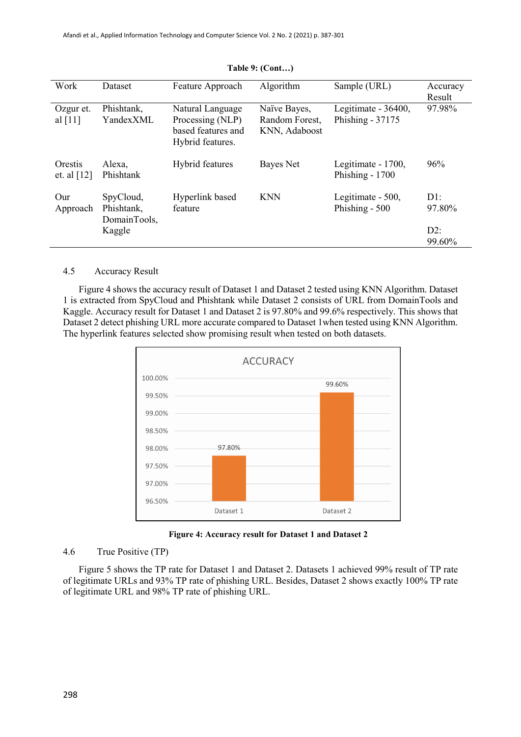**Table 9: (Cont…)**

| Work | Dataset | Feature Approach | Algorithm | Sample (URL) | Accuracy Result |
|---|---|---|---|---|---|
| Ozgur et. al [11] | Phishtank, YandexXML | Natural Language Processing (NLP) based features and Hybrid features. | Naïve Bayes, Random Forest, KNN, Adaboost | Legitimate - 36400, Phishing - 37175 | 97.98% |
| Orestis et. al [12] | Alexa, Phishtank | Hybrid features | Bayes Net | Legitimate - 1700, Phishing - 1700 | 96% |
| Our Approach | SpyCloud, Phishtank, DomainTools, Kaggle | Hyperlink based feature | KNN | Legitimate - 500, Phishing - 500 | D1: 97.80%<br>D2: 99.60% |

## 4.5 Accuracy Result

Figure 4 shows the accuracy result of Dataset 1 and Dataset 2 tested using KNN Algorithm. Dataset 1 is extracted from SpyCloud and Phishtank while Dataset 2 consists of URL from DomainTools and Kaggle. Accuracy result for Dataset 1 and Dataset 2 is 97.80% and 99.6% respectively. This shows that Dataset 2 detect phishing URL more accurate compared to Dataset 1when tested using KNN Algorithm. The hyperlink features selected show promising result when tested on both datasets.

**Figure 4: Accuracy result for Dataset 1 and Dataset 2**

## 4.6 True Positive (TP)

Figure 5 shows the TP rate for Dataset 1 and Dataset 2. Datasets 1 achieved 99% result of TP rate of legitimate URLs and 93% TP rate of phishing URL. Besides, Dataset 2 shows exactly 100% TP rate of legitimate URL and 98% TP rate of phishing URL.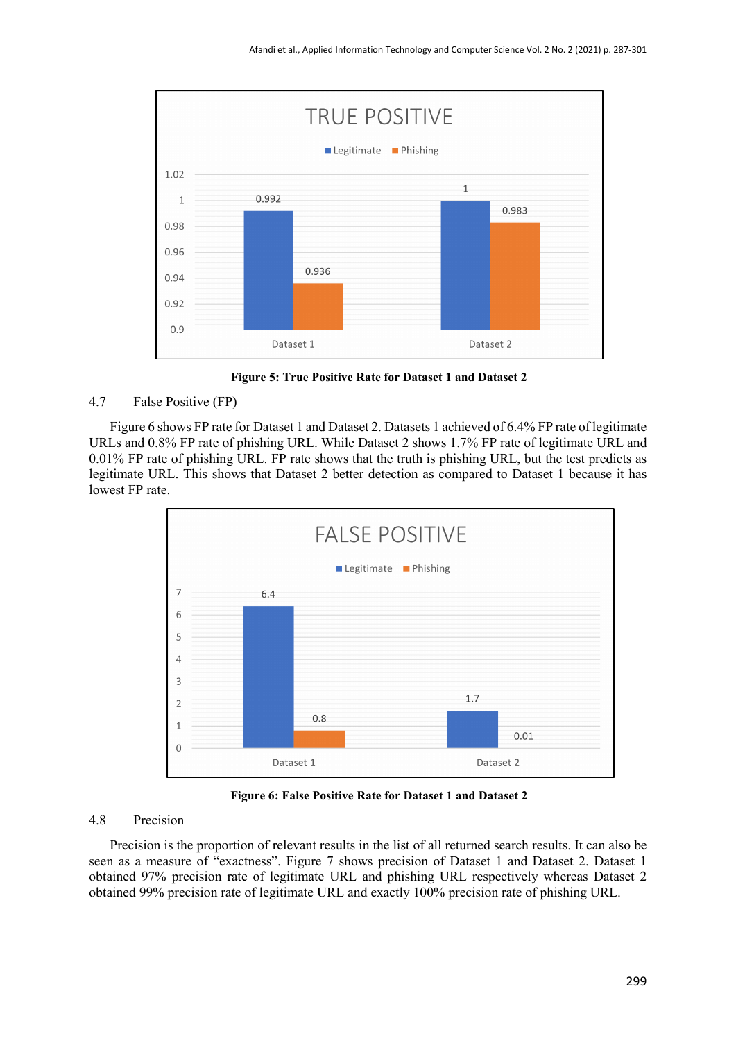Figure 5: True Positive Rate for Dataset 1 and Dataset 2

### 4.7 False Positive (FP)

Figure 6 shows FP rate for Dataset 1 and Dataset 2. Datasets 1 achieved of 6.4% FP rate of legitimate URLs and 0.8% FP rate of phishing URL. While Dataset 2 shows 1.7% FP rate of legitimate URL and 0.01% FP rate of phishing URL. FP rate shows that the truth is phishing URL, but the test predicts as legitimate URL. This shows that Dataset 2 better detection as compared to Dataset 1 because it has lowest FP rate.

Figure 6: False Positive Rate for Dataset 1 and Dataset 2

### 4.8 Precision

Precision is the proportion of relevant results in the list of all returned search results. It can also be seen as a measure of "exactness". Figure 7 shows precision of Dataset 1 and Dataset 2. Dataset 1 obtained 97% precision rate of legitimate URL and phishing URL respectively whereas Dataset 2 obtained 99% precision rate of legitimate URL and exactly 100% precision rate of phishing URL.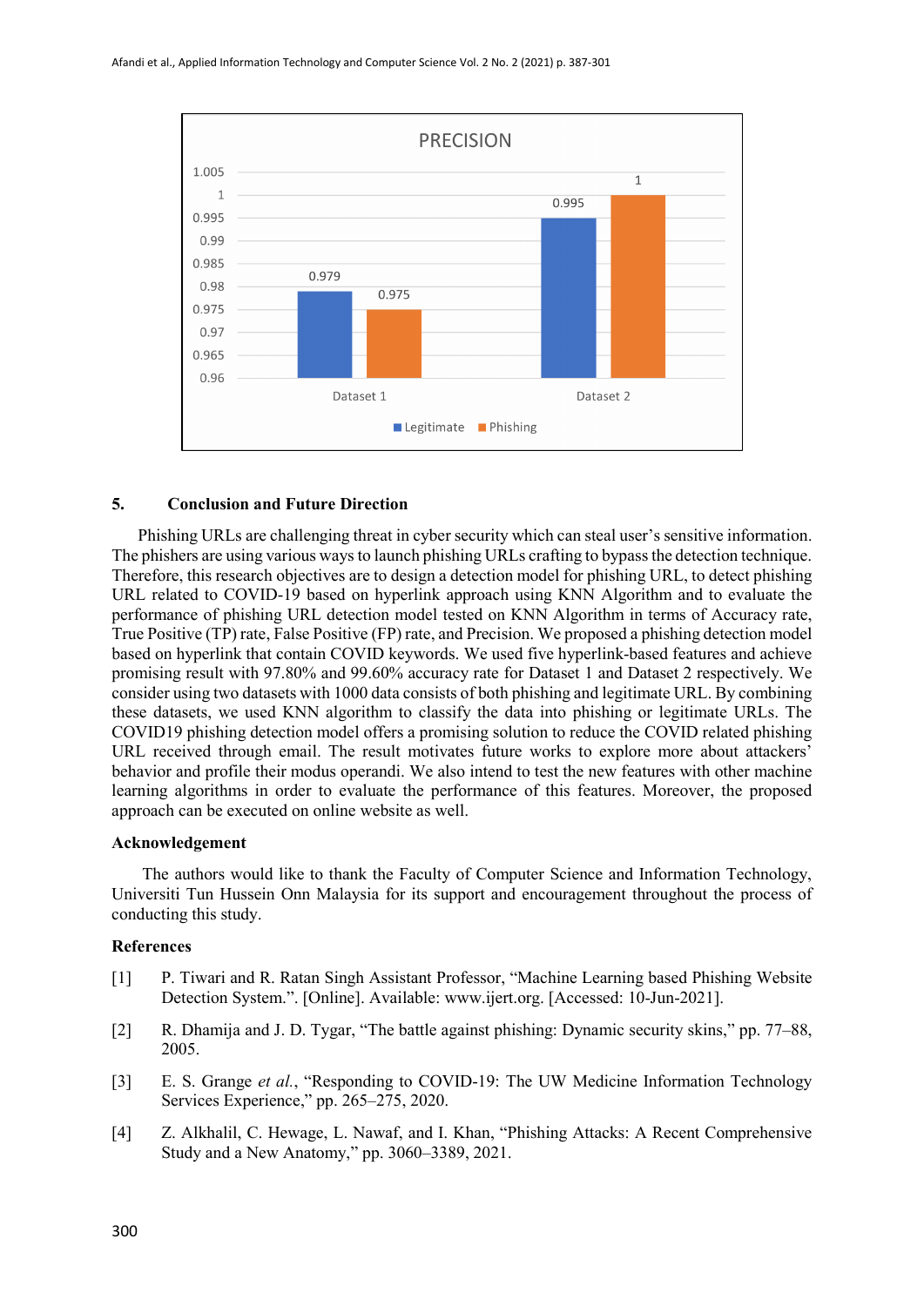## 5. Conclusion and Future Direction

Phishing URLs are challenging threat in cyber security which can steal user's sensitive information. The phishers are using various ways to launch phishing URLs crafting to bypass the detection technique. Therefore, this research objectives are to design a detection model for phishing URL, to detect phishing URL related to COVID-19 based on hyperlink approach using KNN Algorithm and to evaluate the performance of phishing URL detection model tested on KNN Algorithm in terms of Accuracy rate, True Positive (TP) rate, False Positive (FP) rate, and Precision. We proposed a phishing detection model based on hyperlink that contain COVID keywords. We used five hyperlink-based features and achieve promising result with 97.80% and 99.60% accuracy rate for Dataset 1 and Dataset 2 respectively. We consider using two datasets with 1000 data consists of both phishing and legitimate URL. By combining these datasets, we used KNN algorithm to classify the data into phishing or legitimate URLs. The COVID19 phishing detection model offers a promising solution to reduce the COVID related phishing URL received through email. The result motivates future works to explore more about attackers' behavior and profile their modus operandi. We also intend to test the new features with other machine learning algorithms in order to evaluate the performance of this features. Moreover, the proposed approach can be executed on online website as well.

### Acknowledgement

The authors would like to thank the Faculty of Computer Science and Information Technology, Universiti Tun Hussein Onn Malaysia for its support and encouragement throughout the process of conducting this study.

### References

[1] P. Tiwari and R. Ratan Singh Assistant Professor, "Machine Learning based Phishing Website Detection System.". [Online]. Available: www.ijert.org. [Accessed: 10-Jun-2021].

[2] R. Dhamija and J. D. Tygar, "The battle against phishing: Dynamic security skins," pp. 77–88, 2005.

[3] E. S. Grange *et al.*, "Responding to COVID-19: The UW Medicine Information Technology Services Experience," pp. 265–275, 2020.

[4] Z. Alkhalil, C. Hewage, L. Nawaf, and I. Khan, "Phishing Attacks: A Recent Comprehensive Study and a New Anatomy," pp. 3060–3389, 2021.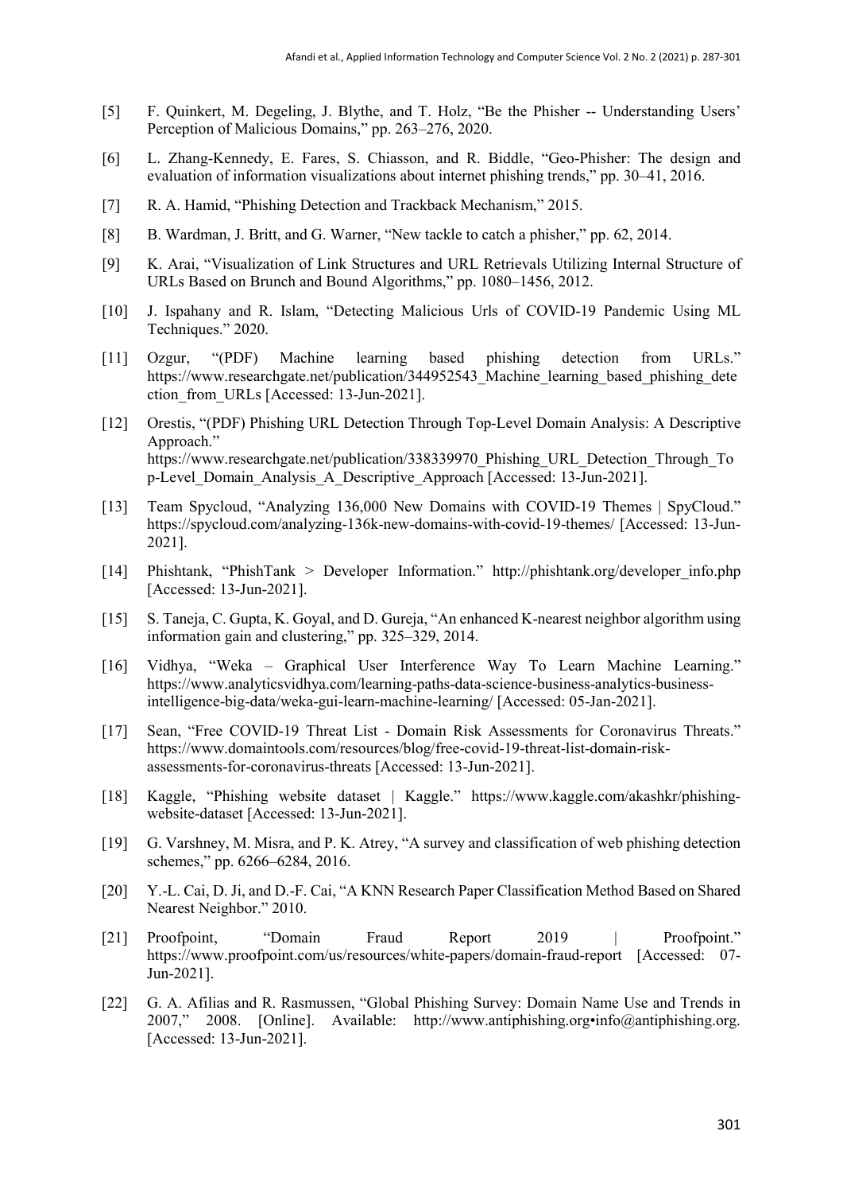[5] F. Quinkert, M. Degeling, J. Blythe, and T. Holz, "Be the Phisher -- Understanding Users' Perception of Malicious Domains," pp. 263–276, 2020.

[6] L. Zhang-Kennedy, E. Fares, S. Chiasson, and R. Biddle, "Geo-Phisher: The design and evaluation of information visualizations about internet phishing trends," pp. 30–41, 2016.

[7] R. A. Hamid, "Phishing Detection and Trackback Mechanism," 2015.

[8] B. Wardman, J. Britt, and G. Warner, "New tackle to catch a phisher," pp. 62, 2014.

[9] K. Arai, "Visualization of Link Structures and URL Retrievals Utilizing Internal Structure of URLs Based on Brunch and Bound Algorithms," pp. 1080–1456, 2012.

[10] J. Ispahany and R. Islam, "Detecting Malicious Urls of COVID-19 Pandemic Using ML Techniques." 2020.

[11] Ozgur, "(PDF) Machine learning based phishing detection from URLs." https://www.researchgate.net/publication/344952543_Machine_learning_based_phishing_detection_from_URLs [Accessed: 13-Jun-2021].

[12] Orestis, "(PDF) Phishing URL Detection Through Top-Level Domain Analysis: A Descriptive Approach." https://www.researchgate.net/publication/338339970_Phishing_URL_Detection_Through_Top-Level_Domain_Analysis_A_Descriptive_Approach [Accessed: 13-Jun-2021].

[13] Team Spycloud, "Analyzing 136,000 New Domains with COVID-19 Themes | SpyCloud." https://spycloud.com/analyzing-136k-new-domains-with-covid-19-themes/ [Accessed: 13-Jun-2021].

[14] Phishtank, "PhishTank > Developer Information." http://phishtank.org/developer_info.php [Accessed: 13-Jun-2021].

[15] S. Taneja, C. Gupta, K. Goyal, and D. Gureja, "An enhanced K-nearest neighbor algorithm using information gain and clustering," pp. 325–329, 2014.

[16] Vidhya, "Weka – Graphical User Interference Way To Learn Machine Learning." https://www.analyticsvidhya.com/learning-paths-data-science-business-analytics-business-intelligence-big-data/weka-gui-learn-machine-learning/ [Accessed: 05-Jan-2021].

[17] Sean, "Free COVID-19 Threat List - Domain Risk Assessments for Coronavirus Threats." https://www.domaintools.com/resources/blog/free-covid-19-threat-list-domain-risk-assessments-for-coronavirus-threats [Accessed: 13-Jun-2021].

[18] Kaggle, "Phishing website dataset | Kaggle." https://www.kaggle.com/akashkr/phishing-website-dataset [Accessed: 13-Jun-2021].

[19] G. Varshney, M. Misra, and P. K. Atrey, "A survey and classification of web phishing detection schemes," pp. 6266–6284, 2016.

[20] Y.-L. Cai, D. Ji, and D.-F. Cai, "A KNN Research Paper Classification Method Based on Shared Nearest Neighbor." 2010.

[21] Proofpoint, "Domain Fraud Report 2019 | Proofpoint." https://www.proofpoint.com/us/resources/white-papers/domain-fraud-report [Accessed: 07-Jun-2021].

[22] G. A. Afilias and R. Rasmussen, "Global Phishing Survey: Domain Name Use and Trends in 2007," 2008. [Online]. Available: http://www.antiphishing.org•info@antiphishing.org. [Accessed: 13-Jun-2021].